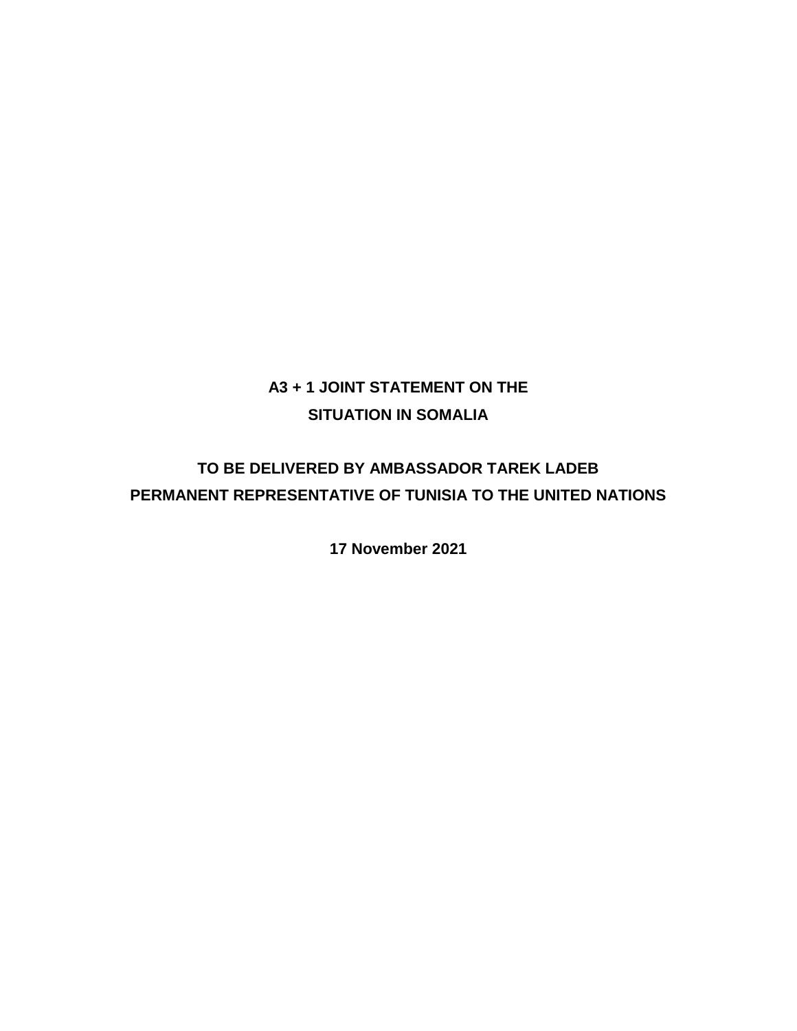# A3 + 1 JOINT STATEMENT ON THE SITUATION IN SOMALIA

## TO BE DELIVERED BY AMBASSADOR TAREK LADEB
## PERMANENT REPRESENTATIVE OF TUNISIA TO THE UNITED NATIONS

**17 November 2021**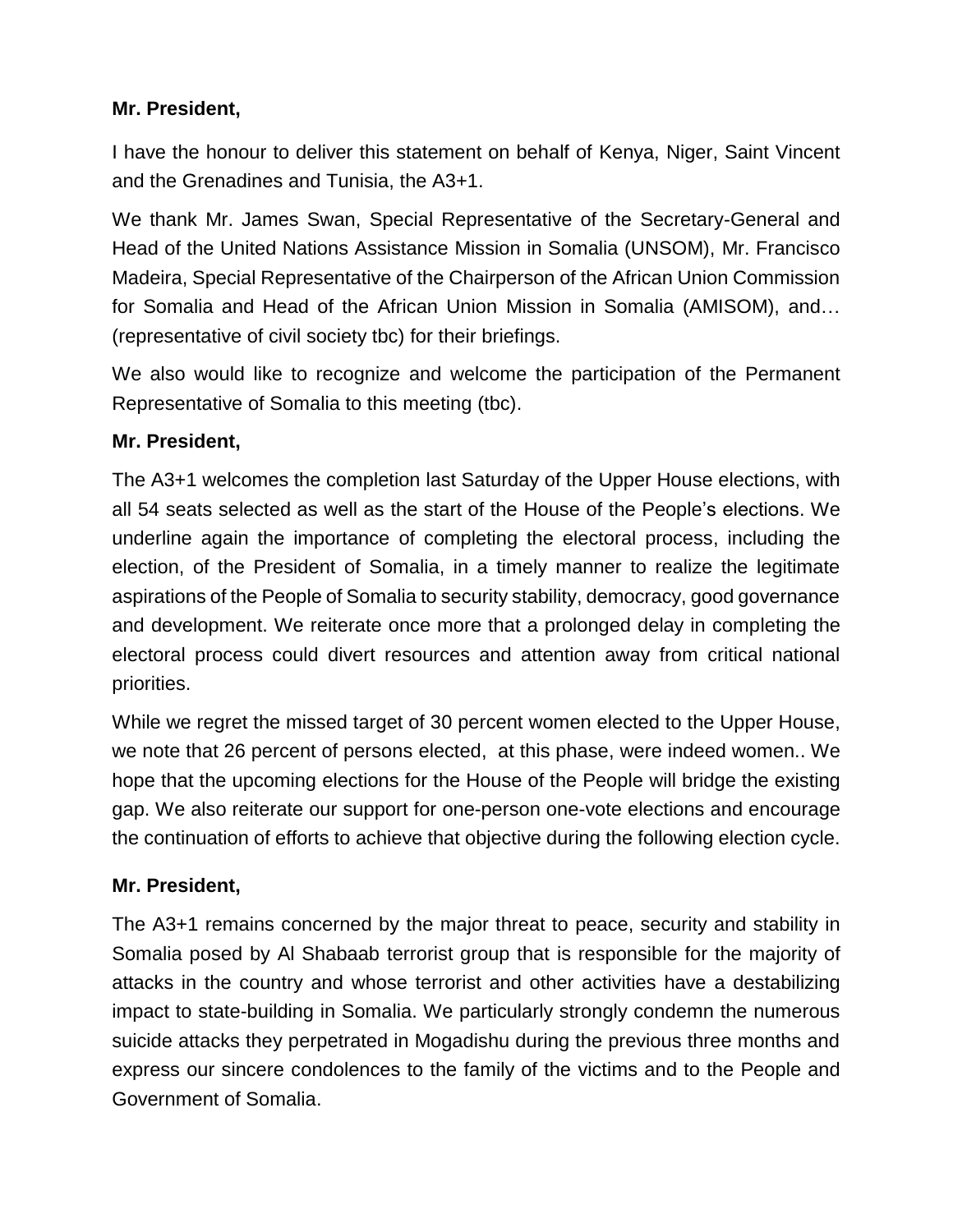**Mr. President,**

I have the honour to deliver this statement on behalf of Kenya, Niger, Saint Vincent and the Grenadines and Tunisia, the A3+1.

We thank Mr. James Swan, Special Representative of the Secretary-General and Head of the United Nations Assistance Mission in Somalia (UNSOM), Mr. Francisco Madeira, Special Representative of the Chairperson of the African Union Commission for Somalia and Head of the African Union Mission in Somalia (AMISOM), and… (representative of civil society tbc) for their briefings.

We also would like to recognize and welcome the participation of the Permanent Representative of Somalia to this meeting (tbc).

**Mr. President,**

The A3+1 welcomes the completion last Saturday of the Upper House elections, with all 54 seats selected as well as the start of the House of the People's elections. We underline again the importance of completing the electoral process, including the election, of the President of Somalia, in a timely manner to realize the legitimate aspirations of the People of Somalia to security stability, democracy, good governance and development. We reiterate once more that a prolonged delay in completing the electoral process could divert resources and attention away from critical national priorities.

While we regret the missed target of 30 percent women elected to the Upper House, we note that 26 percent of persons elected, at this phase, were indeed women.. We hope that the upcoming elections for the House of the People will bridge the existing gap. We also reiterate our support for one-person one-vote elections and encourage the continuation of efforts to achieve that objective during the following election cycle.

**Mr. President,**

The A3+1 remains concerned by the major threat to peace, security and stability in Somalia posed by Al Shabaab terrorist group that is responsible for the majority of attacks in the country and whose terrorist and other activities have a destabilizing impact to state-building in Somalia. We particularly strongly condemn the numerous suicide attacks they perpetrated in Mogadishu during the previous three months and express our sincere condolences to the family of the victims and to the People and Government of Somalia.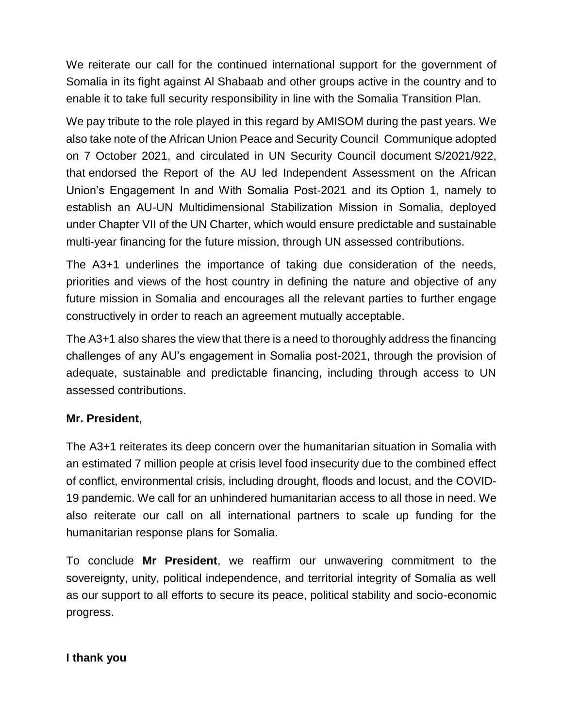We reiterate our call for the continued international support for the government of Somalia in its fight against Al Shabaab and other groups active in the country and to enable it to take full security responsibility in line with the Somalia Transition Plan.

We pay tribute to the role played in this regard by AMISOM during the past years. We also take note of the African Union Peace and Security Council Communique adopted on 7 October 2021, and circulated in UN Security Council document S/2021/922, that endorsed the Report of the AU led Independent Assessment on the African Union's Engagement In and With Somalia Post-2021 and its Option 1, namely to establish an AU-UN Multidimensional Stabilization Mission in Somalia, deployed under Chapter VII of the UN Charter, which would ensure predictable and sustainable multi-year financing for the future mission, through UN assessed contributions.

The A3+1 underlines the importance of taking due consideration of the needs, priorities and views of the host country in defining the nature and objective of any future mission in Somalia and encourages all the relevant parties to further engage constructively in order to reach an agreement mutually acceptable.

The A3+1 also shares the view that there is a need to thoroughly address the financing challenges of any AU's engagement in Somalia post-2021, through the provision of adequate, sustainable and predictable financing, including through access to UN assessed contributions.

**Mr. President**,

The A3+1 reiterates its deep concern over the humanitarian situation in Somalia with an estimated 7 million people at crisis level food insecurity due to the combined effect of conflict, environmental crisis, including drought, floods and locust, and the COVID-19 pandemic. We call for an unhindered humanitarian access to all those in need. We also reiterate our call on all international partners to scale up funding for the humanitarian response plans for Somalia.

To conclude **Mr President**, we reaffirm our unwavering commitment to the sovereignty, unity, political independence, and territorial integrity of Somalia as well as our support to all efforts to secure its peace, political stability and socio-economic progress.

**I thank you**